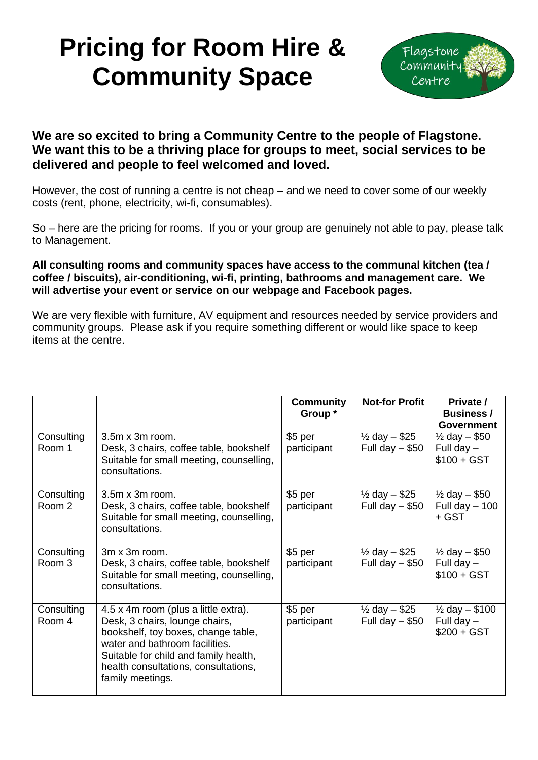# Pricing for Room Hire & Community Space

Flagstone Community Centre

**We are so excited to bring a Community Centre to the people of Flagstone. We want this to be a thriving place for groups to meet, social services to be delivered and people to feel welcomed and loved.**

However, the cost of running a centre is not cheap – and we need to cover some of our weekly costs (rent, phone, electricity, wi-fi, consumables).

So – here are the pricing for rooms. If you or your group are genuinely not able to pay, please talk to Management.

**All consulting rooms and community spaces have access to the communal kitchen (tea / coffee / biscuits), air-conditioning, wi-fi, printing, bathrooms and management care. We will advertise your event or service on our webpage and Facebook pages.**

We are very flexible with furniture, AV equipment and resources needed by service providers and community groups. Please ask if you require something different or would like space to keep items at the centre.

| | | **Community Group *** | **Not-for Profit** | **Private / Business / Government** |
|---|---|---|---|---|
| Consulting Room 1 | 3.5m x 3m room. Desk, 3 chairs, coffee table, bookshelf Suitable for small meeting, counselling, consultations. | $5 per participant | ½ day – $25 Full day – $50 | ½ day – $50 Full day – $100 + GST |
| Consulting Room 2 | 3.5m x 3m room. Desk, 3 chairs, coffee table, bookshelf Suitable for small meeting, counselling, consultations. | $5 per participant | ½ day – $25 Full day – $50 | ½ day – $50 Full day – 100 + GST |
| Consulting Room 3 | 3m x 3m room. Desk, 3 chairs, coffee table, bookshelf Suitable for small meeting, counselling, consultations. | $5 per participant | ½ day – $25 Full day – $50 | ½ day – $50 Full day – $100 + GST |
| Consulting Room 4 | 4.5 x 4m room (plus a little extra). Desk, 3 chairs, lounge chairs, bookshelf, toy boxes, change table, water and bathroom facilities. Suitable for child and family health, health consultations, consultations, family meetings. | $5 per participant | ½ day – $25 Full day – $50 | ½ day – $100 Full day – $200 + GST |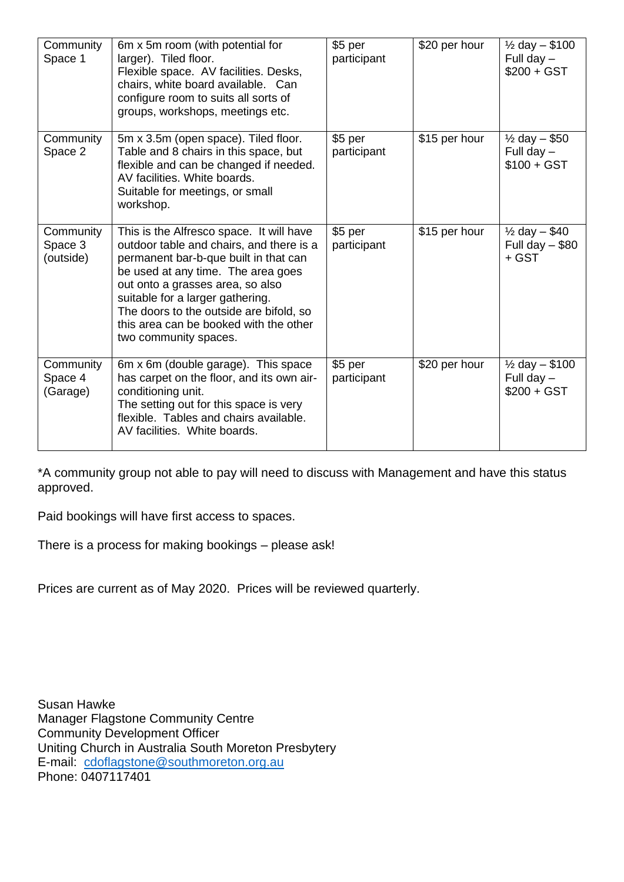| | | | | |
|---|---|---|---|---|
| Community Space 1 | 6m x 5m room (with potential for larger). Tiled floor. Flexible space. AV facilities. Desks, chairs, white board available. Can configure room to suits all sorts of groups, workshops, meetings etc. | $5 per participant | $20 per hour | ½ day – $100 Full day – $200 + GST |
| Community Space 2 | 5m x 3.5m (open space). Tiled floor. Table and 8 chairs in this space, but flexible and can be changed if needed. AV facilities. White boards. Suitable for meetings, or small workshop. | $5 per participant | $15 per hour | ½ day – $50 Full day – $100 + GST |
| Community Space 3 (outside) | This is the Alfresco space. It will have outdoor table and chairs, and there is a permanent bar-b-que built in that can be used at any time. The area goes out onto a grasses area, so also suitable for a larger gathering. The doors to the outside are bifold, so this area can be booked with the other two community spaces. | $5 per participant | $15 per hour | ½ day – $40 Full day – $80 + GST |
| Community Space 4 (Garage) | 6m x 6m (double garage). This space has carpet on the floor, and its own air-conditioning unit. The setting out for this space is very flexible. Tables and chairs available. AV facilities. White boards. | $5 per participant | $20 per hour | ½ day – $100 Full day – $200 + GST |

*A community group not able to pay will need to discuss with Management and have this status approved.

Paid bookings will have first access to spaces.

There is a process for making bookings – please ask!

Prices are current as of May 2020. Prices will be reviewed quarterly.

Susan Hawke
Manager Flagstone Community Centre
Community Development Officer
Uniting Church in Australia South Moreton Presbytery
E-mail: cdoflagstone@southmoreton.org.au
Phone: 0407117401